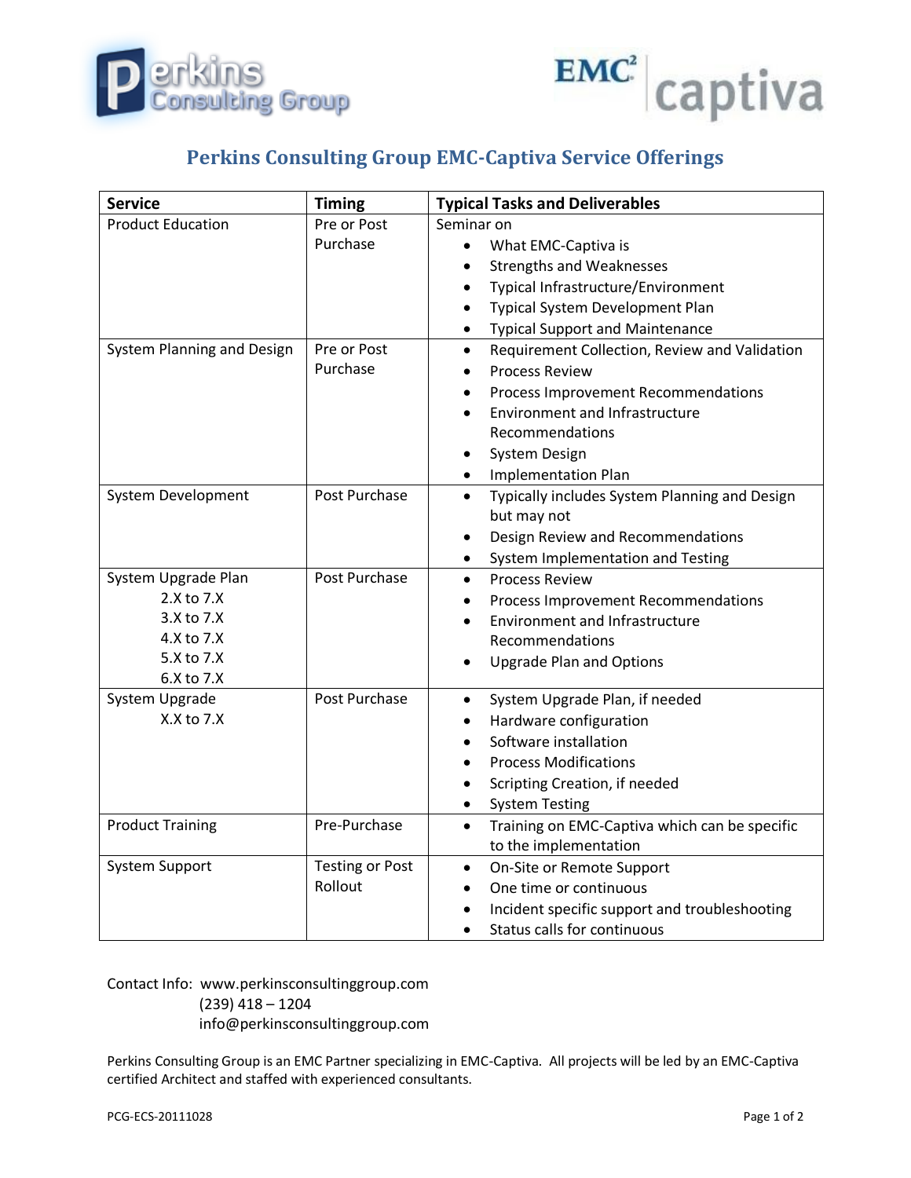# Perkins Consulting Group EMC-Captiva Service Offerings

| Service | Timing | Typical Tasks and Deliverables |
|---|---|---|
| Product Education | Pre or Post Purchase | Seminar on<br>• What EMC-Captiva is<br>• Strengths and Weaknesses<br>• Typical Infrastructure/Environment<br>• Typical System Development Plan<br>• Typical Support and Maintenance |
| System Planning and Design | Pre or Post Purchase | • Requirement Collection, Review and Validation<br>• Process Review<br>• Process Improvement Recommendations<br>• Environment and Infrastructure Recommendations<br>• System Design<br>• Implementation Plan |
| System Development | Post Purchase | • Typically includes System Planning and Design but may not<br>• Design Review and Recommendations<br>• System Implementation and Testing |
| System Upgrade Plan<br>2.X to 7.X<br>3.X to 7.X<br>4.X to 7.X<br>5.X to 7.X<br>6.X to 7.X | Post Purchase | • Process Review<br>• Process Improvement Recommendations<br>• Environment and Infrastructure Recommendations<br>• Upgrade Plan and Options |
| System Upgrade<br>X.X to 7.X | Post Purchase | • System Upgrade Plan, if needed<br>• Hardware configuration<br>• Software installation<br>• Process Modifications<br>• Scripting Creation, if needed<br>• System Testing |
| Product Training | Pre-Purchase | • Training on EMC-Captiva which can be specific to the implementation |
| System Support | Testing or Post Rollout | • On-Site or Remote Support<br>• One time or continuous<br>• Incident specific support and troubleshooting<br>• Status calls for continuous |

Contact Info: www.perkinsconsultinggroup.com
(239) 418 – 1204
info@perkinsconsultinggroup.com

Perkins Consulting Group is an EMC Partner specializing in EMC-Captiva. All projects will be led by an EMC-Captiva certified Architect and staffed with experienced consultants.

PCG-ECS-20111028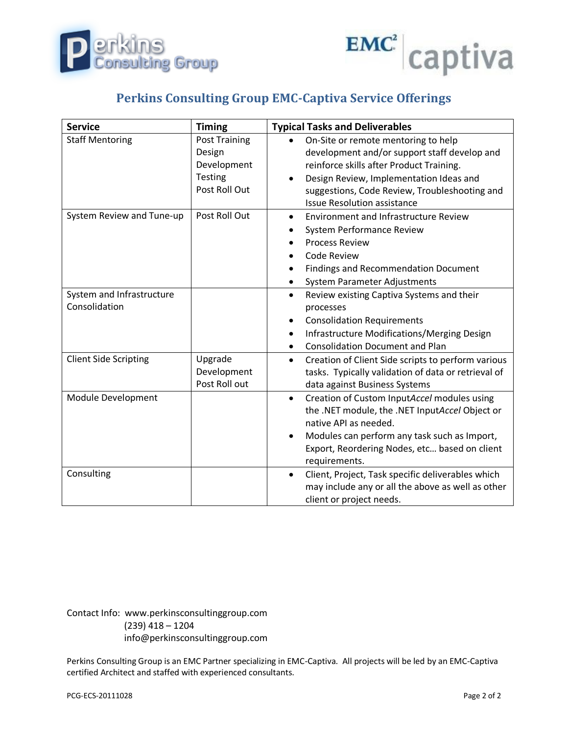# Perkins Consulting Group EMC-Captiva Service Offerings

| Service | Timing | Typical Tasks and Deliverables |
|---|---|---|
| Staff Mentoring | Post Training<br>Design<br>Development<br>Testing<br>Post Roll Out | • On-Site or remote mentoring to help development and/or support staff develop and reinforce skills after Product Training.<br>• Design Review, Implementation Ideas and suggestions, Code Review, Troubleshooting and Issue Resolution assistance |
| System Review and Tune-up | Post Roll Out | • Environment and Infrastructure Review<br>• System Performance Review<br>• Process Review<br>• Code Review<br>• Findings and Recommendation Document<br>• System Parameter Adjustments |
| System and Infrastructure Consolidation | | • Review existing Captiva Systems and their processes<br>• Consolidation Requirements<br>• Infrastructure Modifications/Merging Design<br>• Consolidation Document and Plan |
| Client Side Scripting | Upgrade<br>Development<br>Post Roll out | • Creation of Client Side scripts to perform various tasks. Typically validation of data or retrieval of data against Business Systems |
| Module Development | | • Creation of Custom Input*Accel* modules using the .NET module, the .NET Input*Accel* Object or native API as needed.<br>• Modules can perform any task such as Import, Export, Reordering Nodes, etc… based on client requirements. |
| Consulting | | • Client, Project, Task specific deliverables which may include any or all the above as well as other client or project needs. |

Contact Info: www.perkinsconsultinggroup.com
(239) 418 – 1204
info@perkinsconsultinggroup.com

Perkins Consulting Group is an EMC Partner specializing in EMC-Captiva. All projects will be led by an EMC-Captiva certified Architect and staffed with experienced consultants.

PCG-ECS-20111028